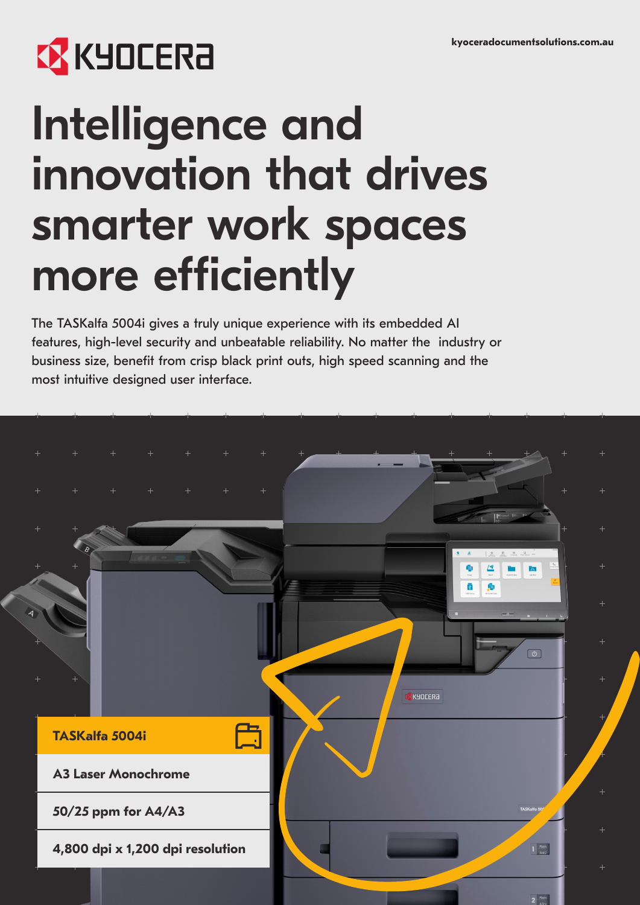KYOCERA

kyoceradocumentsolutions.com.au

# Intelligence and innovation that drives smarter work spaces more efficiently

The TASKalfa 5004i gives a truly unique experience with its embedded AI features, high-level security and unbeatable reliability. No matter the industry or business size, benefit from crisp black print outs, high speed scanning and the most intuitive designed user interface.

**TASKalfa 5004i**

**A3 Laser Monochrome**

**50/25 ppm for A4/A3**

**4,800 dpi x 1,200 dpi resolution**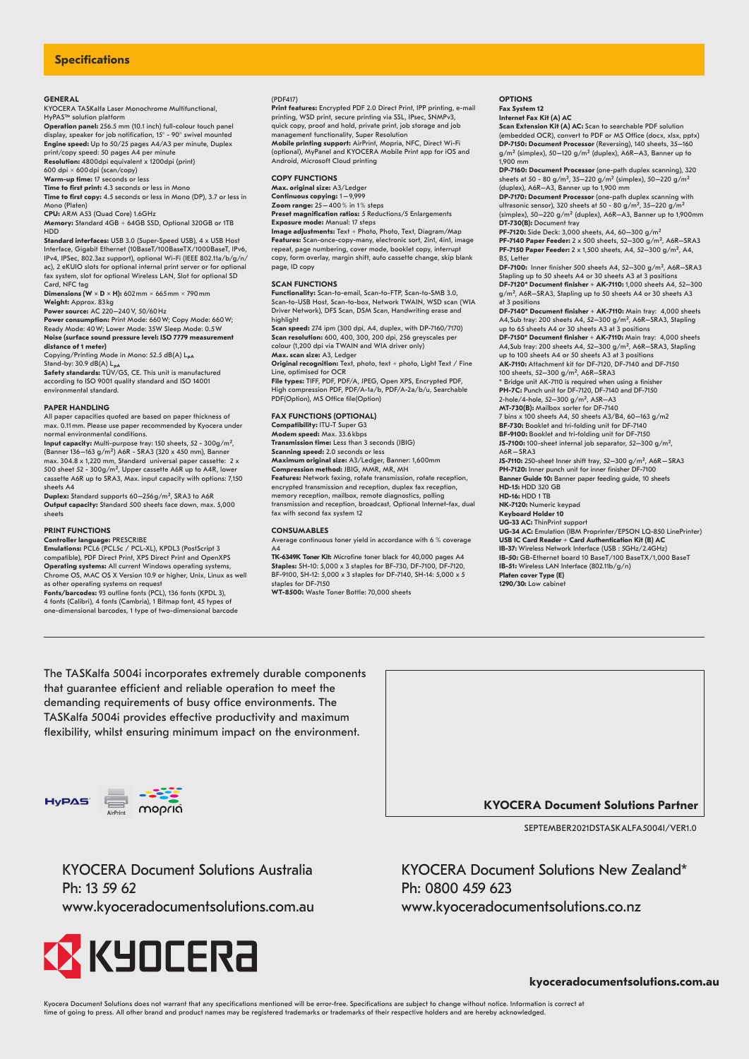## Specifications

### GENERAL

KYOCERA TASKalfa Laser Monochrome Multifunctional, HyPAS™ solution platform

**Operation panel:** 256.5 mm (10.1 inch) full-colour touch panel display, speaker for job notification, 15° - 90° swivel mounted

**Engine speed:** Up to 50/25 pages A4/A3 per minute, Duplex print/copy speed: 50 pages A4 per minute

**Resolution:** 4800dpi equivalent x 1200dpi (print)
600 dpi × 600 dpi (scan/copy)

**Warm-up time:** 17 seconds or less

**Time to first print:** 4.3 seconds or less in Mono

**Time to first copy:** 4.5 seconds or less in Mono (DP), 3.7 or less in Mono (Platen)

**CPU:** ARM A53 (Quad Core) 1.6GHz

**Memory:** Standard 4GB + 64GB SSD, Optional 320GB or 1TB HDD

**Standard interfaces:** USB 3.0 (Super-Speed USB), 4 x USB Host Interface, Gigabit Ethernet (10BaseT/100BaseTX/1000BaseT, IPv6, IPv4, IPSec, 802.3az support), optional Wi-Fi (IEEE 802.11a/b/g/n/ac), 2 eKUIO slots for optional internal print server or for optional fax system, slot for optional Wireless LAN, Slot for optional SD Card, NFC tag

**Dimensions (W × D × H):** 602 mm × 665 mm × 790 mm

**Weight:** Approx. 83 kg

**Power source:** AC 220–240 V, 50/60 Hz

**Power consumption:** Print Mode: 660 W; Copy Mode: 660 W; Ready Mode: 40 W; Lower Mode: 35W Sleep Mode: 0.5W

**Noise (surface sound pressure level: ISO 7779 measurement distance of 1 meter)**
Copying/Printing Mode in Mono: 52.5 dB(A) $L_{pA}$
Stand-by: 30.9 dB(A) $L_{pA}$

**Safety standards:** TÜV/GS, CE. This unit is manufactured according to ISO 9001 quality standard and ISO 14001 environmental standard.

### PAPER HANDLING

All paper capacities quoted are based on paper thickness of max. 0.11 mm. Please use paper recommended by Kyocera under normal environmental conditions.

**Input capacity:** Multi-purpose tray: 150 sheets, 52 - 300g/m², (Banner 136–163 g/m²) A6R - SRA3 (320 x 450 mm), Banner max. 304.8 x 1,220 mm, Standard universal paper cassette: 2 x 500 sheet 52 - 300g/m², Upper cassette A6R up to A4R, lower cassette A6R up to SRA3, Max. input capacity with options: 7,150 sheets A4

**Duplex:** Standard supports 60–256 g/m², SRA3 to A6R

**Output capacity:** Standard 500 sheets face down, max. 5,000 sheets

### PRINT FUNCTIONS

**Controller language:** PRESCRIBE

**Emulations:** PCL6 (PCL5c / PCL-XL), KPDL3 (PostScript 3 compatible), PDF Direct Print, XPS Direct Print and OpenXPS

**Operating systems:** All current Windows operating systems, Chrome OS, MAC OS X Version 10.9 or higher, Unix, Linux as well as other operating systems on request

**Fonts/barcodes:** 93 outline fonts (PCL), 136 fonts (KPDL 3), 4 fonts (Calibri), 4 fonts (Cambria), 1 Bitmap font, 45 types of one-dimensional barcodes, 1 type of two-dimensional barcode (PDF417)

**Print features:** Encrypted PDF 2.0 Direct Print, IPP printing, e-mail printing, WSD print, secure printing via SSL, IPSec, SNMPv3, quick copy, proof and hold, private print, job storage and job management functionality, Super Resolution

**Mobile printing support:** AirPrint, Mopria, NFC, Direct Wi-Fi (optional), MyPanel and KYOCERA Mobile Print app for iOS and Android, Microsoft Cloud printing

### COPY FUNCTIONS

**Max. original size:** A3/Ledger

**Continuous copying:** 1 – 9,999

**Zoom range:** 25 – 400 % in 1 % steps

**Preset magnification ratios:** 5 Reductions/5 Enlargements

**Exposure mode:** Manual: 17 steps

**Image adjustments:** Text + Photo, Photo, Text, Diagram/Map

**Features:** Scan-once-copy-many, electronic sort, 2in1, 4in1, image repeat, page numbering, cover mode, booklet copy, interrupt copy, form overlay, margin shift, auto cassette change, skip blank page, ID copy

### SCAN FUNCTIONS

**Functionality:** Scan-to-email, Scan-to-FTP, Scan-to-SMB 3.0, Scan-to-USB Host, Scan-to-box, Network TWAIN, WSD scan (WIA Driver Network), DFS Scan, DSM Scan, Handwriting erase and highlight

**Scan speed:** 274 ipm (300 dpi, A4, duplex, with DP-7160/7170)

**Scan resolution:** 600, 400, 300, 200 dpi, 256 greyscales per colour (1,200 dpi via TWAIN and WIA driver only)

**Max. scan size:** A3, Ledger

**Original recognition:** Text, photo, text + photo, Light Text / Fine Line, optimised for OCR

**File types:** TIFF, PDF, PDF/A, JPEG, Open XPS, Encrypted PDF, High compression PDF, PDF/A-1a/b, PDF/A-2a/b/u, Searchable PDF(Option), MS Office file(Option)

### FAX FUNCTIONS (OPTIONAL)

**Compatibility:** ITU-T Super G3

**Modem speed:** Max. 33.6 kbps

**Transmission time:** Less than 3 seconds (JBIG)

**Scanning speed:** 2.0 seconds or less

**Maximum original size:** A3/Ledger, Banner: 1,600mm

**Compression method:** JBIG, MMR, MR, MH

**Features:** Network faxing, rotate transmission, rotate reception, encrypted transmission and reception, duplex fax reception, memory reception, mailbox, remote diagnostics, polling transmission and reception, broadcast, Optional Internet-fax, dual fax with second fax system 12

### CONSUMABLES

Average continuous toner yield in accordance with 6 % coverage A4

**TK-6349K Toner Kit:** Microfine toner black for 40,000 pages A4

**Staples:** SH-10: 5,000 x 3 staples for BF-730, DF-7100, DF-7120, BF-9100, SH-12: 5,000 x 3 staples for DF-7140, SH-14: 5,000 x 5 staples for DF-7150

**WT-8500:** Waste Toner Bottle: 70,000 sheets

### OPTIONS

**Fax System 12**

**Internet Fax Kit (A) AC**

**Scan Extension Kit (A) AC:** Scan to searchable PDF solution (embedded OCR), convert to PDF or MS Office (docx, xlsx, pptx)

**DP-7150: Document Processor** (Reversing), 140 sheets, 35–160 g/m² (simplex), 50–120 g/m² (duplex), A6R–A3, Banner up to 1,900 mm

**DP-7160: Document Processor** (one-path duplex scanning), 320 sheets at 50 - 80 g/m², 35–220 g/m² (simplex), 50–220 g/m² (duplex), A6R–A3, Banner up to 1,900 mm

**DP-7170: Document Processor** (one-path duplex scanning with ultrasonic sensor), 320 sheets at 50 - 80 g/m², 35–220 g/m² (simplex), 50–220 g/m² (duplex), A6R–A3, Banner up to 1,900mm

**DT-730(B):** Document tray

**PF-7120:** Side Deck: 3,000 sheets, A4, 60–300 g/m²

**PF-7140 Paper Feeder:** 2 x 500 sheets, 52–300 g/m², A6R–SRA3

**PF-7150 Paper Feeder:** 2 x 1,500 sheets, A4, 52–300 g/m², A4, B5, Letter

**DF-7100:** Inner finisher 500 sheets A4, 52–300 g/m², A6R–SRA3 Stapling up to 50 sheets A4 or 30 sheets A3 at 3 positions

**DF-7120* Document finisher + AK-7110:** 1,000 sheets A4, 52–300 g/m², A6R–SRA3, Stapling up to 50 sheets A4 or 30 sheets A3 at 3 positions

**DF-7140* Document finisher + AK-7110:** Main tray: 4,000 sheets A4,Sub tray: 200 sheets A4, 52–300 g/m², A6R–SRA3, Stapling up to 65 sheets A4 or 30 sheets A3 at 3 positions

**DF-7150* Document finisher + AK-7110:** Main tray: 4,000 sheets A4,Sub tray: 200 sheets A4, 52–300 g/m², A6R–SRA3, Stapling up to 100 sheets A4 or 50 sheets A3 at 3 positions

**AK-7110:** Attachment kit for DF-7120, DF-7140 and DF-7150 100 sheets, 52–300 g/m², A6R–SRA3

* Bridge unit AK-7110 is required when using a finisher

**PH-7C:** Punch unit for DF-7120, DF-7140 and DF-7150 2-hole/4-hole, 52–300 g/m², A5R–A3

**MT-730(B):** Mailbox sorter for DF-7140 7 bins x 100 sheets A4, 50 sheets A3/B4, 60–163 g/m2

**BF-730:** Booklet and tri-folding unit for DF-7140

**BF-9100:** Booklet and tri-folding unit for DF-7150

**JS-7100:** 100-sheet internal job separator, 52–300 g/m², A6R – SRA3

**JS-7110:** 250-sheet Inner shift tray, 52–300 g/m², A6R – SRA3

**PH-7120:** Inner punch unit for inner finisher DF-7100

**Banner Guide 10:** Banner paper feeding guide, 10 sheets

**HD-15:** HDD 320 GB

**HD-16:** HDD 1 TB

**NK-7120:** Numeric keypad

**Keyboard Holder 10**

**UG-33 AC:** ThinPrint support

**UG-34 AC:** Emulation (IBM Proprinter/EPSON LQ-850 LinePrinter)

**USB IC Card Reader + Card Authentication Kit (B) AC**

**IB-37:** Wireless Network Interface (USB : 5GHz/2.4GHz)

**IB-50:** GB-Ethernet board 10 BaseT/100 BaseTX/1,000 BaseT

**IB-51:** Wireless LAN Interface (802.11b/g/n)

**Platen cover Type (E)**

**1290/30:** Low cabinet

---

The TASKalfa 5004i incorporates extremely durable components that guarantee efficient and reliable operation to meet the demanding requirements of busy office environments. The TASKalfa 5004i provides effective productivity and maximum flexibility, whilst ensuring minimum impact on the environment.

HyPAS AirPrint mopria

**KYOCERA Document Solutions Partner**

SEPTEMBER2021DSTASKALFA5004I/VER1.0

KYOCERA Document Solutions Australia
Ph: 13 59 62
www.kyoceradocumentsolutions.com.au

KYOCERA Document Solutions New Zealand*
Ph: 0800 459 623
www.kyoceradocumentsolutions.co.nz

KYOCERA

**kyoceradocumentsolutions.com.au**

Kyocera Document Solutions does not warrant that any specifications mentioned will be error-free. Specifications are subject to change without notice. Information is correct at time of going to press. All other brand and product names may be registered trademarks or trademarks of their respective holders and are hereby acknowledged.